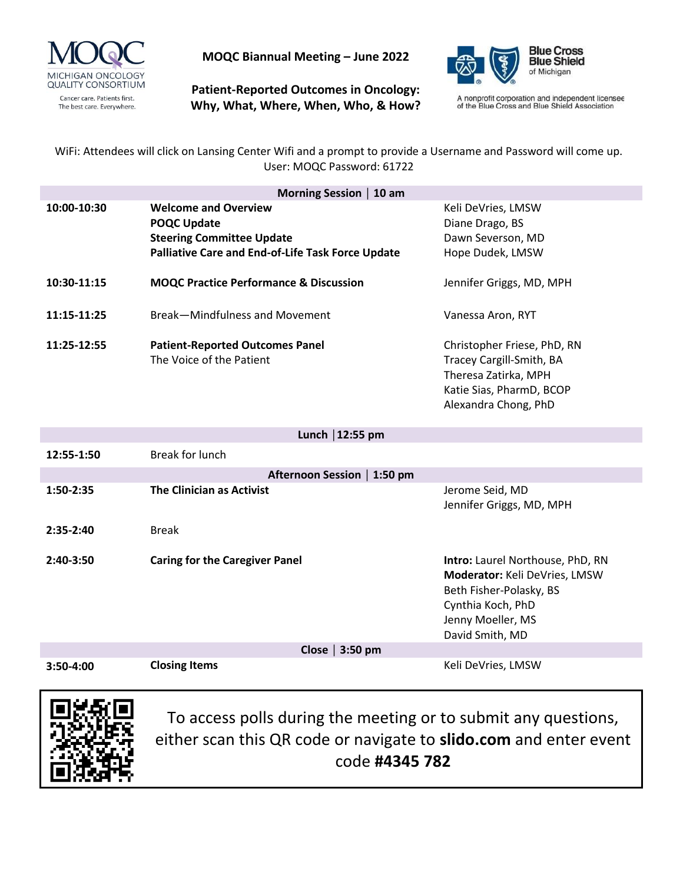MICHIGAN ONCOLOGY QUALITY CONSORTIUM

Cancer care. Patients first. The best care. Everywhere.

**MOQC Biannual Meeting – June 2022**

**Patient-Reported Outcomes in Oncology: Why, What, Where, When, Who, & How?**

Blue Cross Blue Shield of Michigan

A nonprofit corporation and independent licensee of the Blue Cross and Blue Shield Association

WiFi: Attendees will click on Lansing Center Wifi and a prompt to provide a Username and Password will come up. User: MOQC Password: 61722

| **Morning Session │ 10 am** | | |
|---|---|---|
| **10:00-10:30** | **Welcome and Overview**<br>**POQC Update**<br>**Steering Committee Update**<br>**Palliative Care and End-of-Life Task Force Update** | Keli DeVries, LMSW<br>Diane Drago, BS<br>Dawn Severson, MD<br>Hope Dudek, LMSW |
| **10:30-11:15** | **MOQC Practice Performance & Discussion** | Jennifer Griggs, MD, MPH |
| **11:15-11:25** | Break—Mindfulness and Movement | Vanessa Aron, RYT |
| **11:25-12:55** | **Patient-Reported Outcomes Panel**<br>The Voice of the Patient | Christopher Friese, PhD, RN<br>Tracey Cargill-Smith, BA<br>Theresa Zatirka, MPH<br>Katie Sias, PharmD, BCOP<br>Alexandra Chong, PhD |
| **Lunch │12:55 pm** | | |
| **12:55-1:50** | Break for lunch | |
| **Afternoon Session │ 1:50 pm** | | |
| **1:50-2:35** | **The Clinician as Activist** | Jerome Seid, MD<br>Jennifer Griggs, MD, MPH |
| **2:35-2:40** | Break | |
| **2:40-3:50** | **Caring for the Caregiver Panel** | **Intro:** Laurel Northouse, PhD, RN<br>**Moderator:** Keli DeVries, LMSW<br>Beth Fisher-Polasky, BS<br>Cynthia Koch, PhD<br>Jenny Moeller, MS<br>David Smith, MD |
| **Close │ 3:50 pm** | | |
| **3:50-4:00** | **Closing Items** | Keli DeVries, LMSW |

To access polls during the meeting or to submit any questions, either scan this QR code or navigate to **slido.com** and enter event code **#4345 782**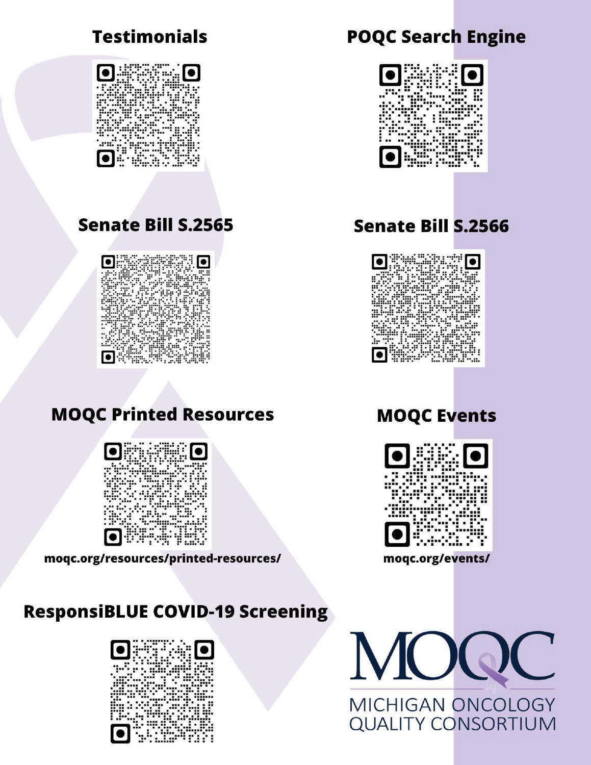## Testimonials

## POQC Search Engine

## Senate Bill S.2565

## Senate Bill S.2566

## MOQC Printed Resources

moqc.org/resources/printed-resources/

## MOQC Events

moqc.org/events/

## ResponsiBLUE COVID-19 Screening

MOQC

MICHIGAN ONCOLOGY QUALITY CONSORTIUM